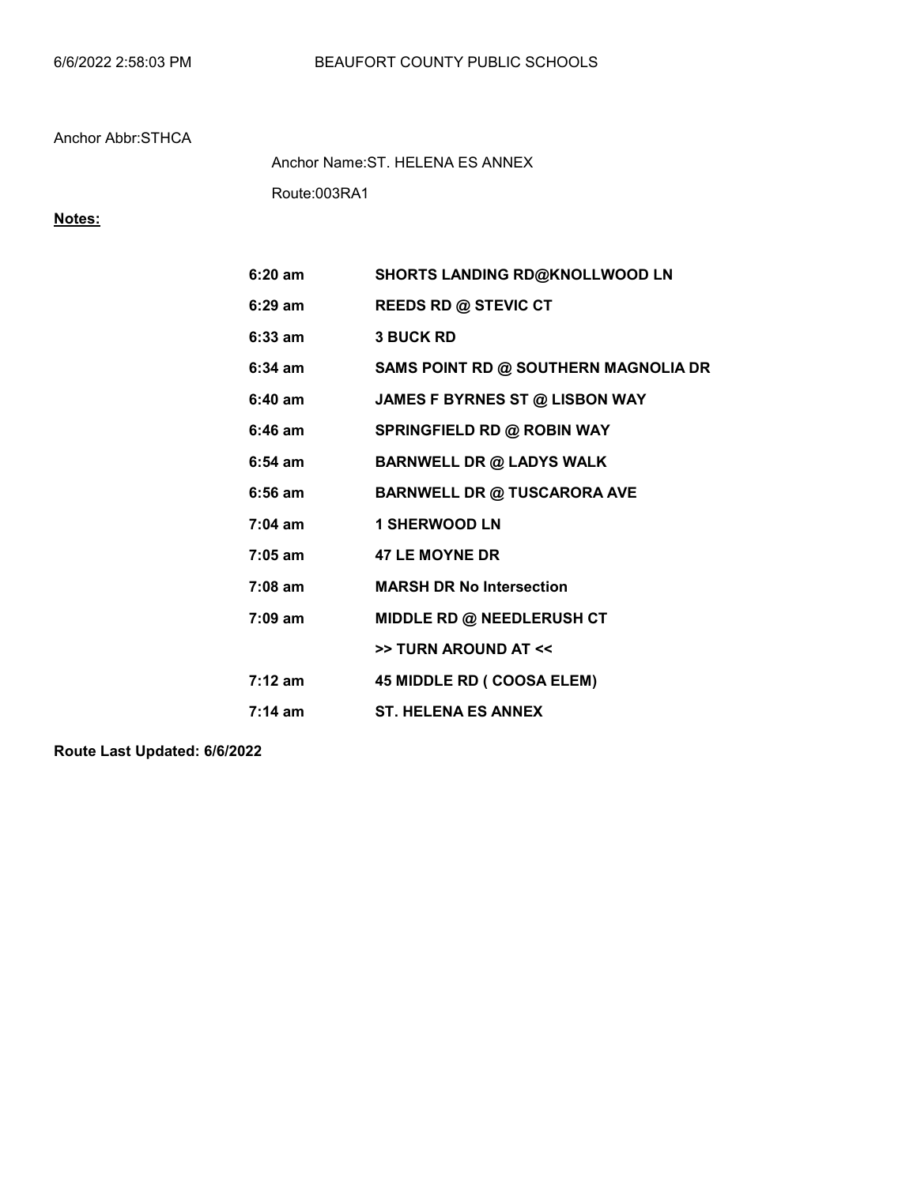Anchor Abbr:STHCA

Anchor Name:ST. HELENA ES ANNEX

Route:003RA1

**Notes:**

| | |
|---|---|
| **6:20 am** | **SHORTS LANDING RD@KNOLLWOOD LN** |
| **6:29 am** | **REEDS RD @ STEVIC CT** |
| **6:33 am** | **3 BUCK RD** |
| **6:34 am** | **SAMS POINT RD @ SOUTHERN MAGNOLIA DR** |
| **6:40 am** | **JAMES F BYRNES ST @ LISBON WAY** |
| **6:46 am** | **SPRINGFIELD RD @ ROBIN WAY** |
| **6:54 am** | **BARNWELL DR @ LADYS WALK** |
| **6:56 am** | **BARNWELL DR @ TUSCARORA AVE** |
| **7:04 am** | **1 SHERWOOD LN** |
| **7:05 am** | **47 LE MOYNE DR** |
| **7:08 am** | **MARSH DR No Intersection** |
| **7:09 am** | **MIDDLE RD @ NEEDLERUSH CT** |
| | **>> TURN AROUND AT <<** |
| **7:12 am** | **45 MIDDLE RD ( COOSA ELEM)** |
| **7:14 am** | **ST. HELENA ES ANNEX** |

**Route Last Updated: 6/6/2022**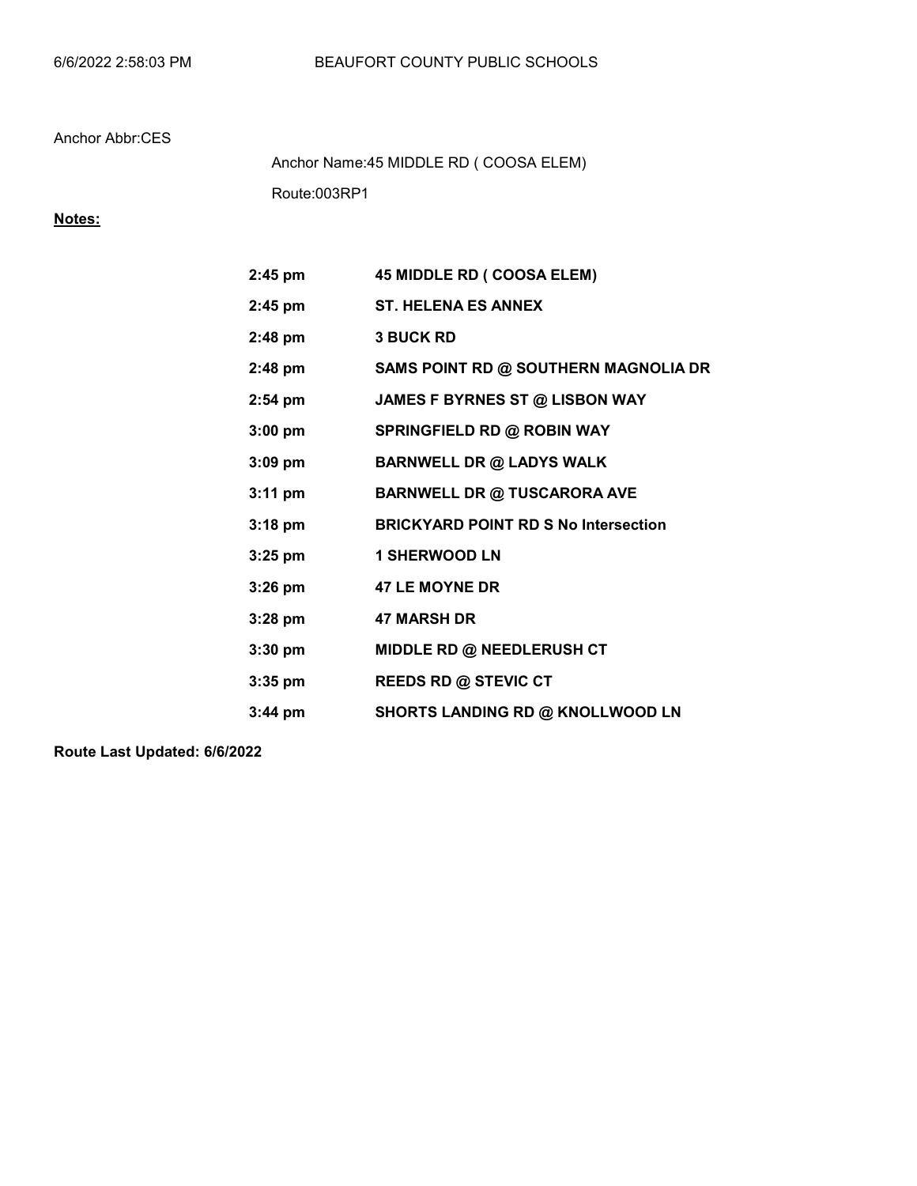Anchor Abbr:CES

Anchor Name:45 MIDDLE RD ( COOSA ELEM)

Route:003RP1

**Notes:**

| | |
|---|---|
| **2:45 pm** | **45 MIDDLE RD ( COOSA ELEM)** |
| **2:45 pm** | **ST. HELENA ES ANNEX** |
| **2:48 pm** | **3 BUCK RD** |
| **2:48 pm** | **SAMS POINT RD @ SOUTHERN MAGNOLIA DR** |
| **2:54 pm** | **JAMES F BYRNES ST @ LISBON WAY** |
| **3:00 pm** | **SPRINGFIELD RD @ ROBIN WAY** |
| **3:09 pm** | **BARNWELL DR @ LADYS WALK** |
| **3:11 pm** | **BARNWELL DR @ TUSCARORA AVE** |
| **3:18 pm** | **BRICKYARD POINT RD S No Intersection** |
| **3:25 pm** | **1 SHERWOOD LN** |
| **3:26 pm** | **47 LE MOYNE DR** |
| **3:28 pm** | **47 MARSH DR** |
| **3:30 pm** | **MIDDLE RD @ NEEDLERUSH CT** |
| **3:35 pm** | **REEDS RD @ STEVIC CT** |
| **3:44 pm** | **SHORTS LANDING RD @ KNOLLWOOD LN** |

**Route Last Updated: 6/6/2022**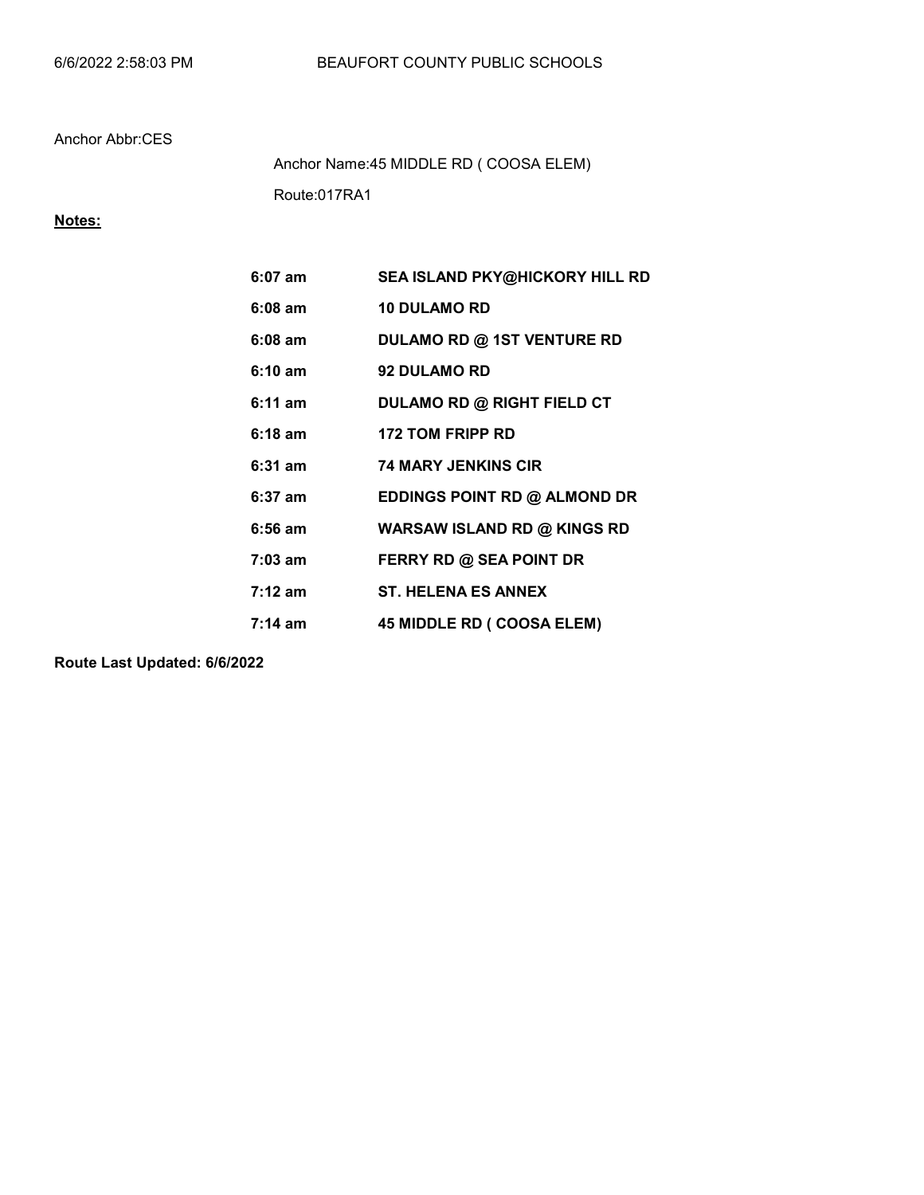Anchor Abbr:CES

Anchor Name:45 MIDDLE RD ( COOSA ELEM)

Route:017RA1

**Notes:**

| | |
|---|---|
| **6:07 am** | **SEA ISLAND PKY@HICKORY HILL RD** |
| **6:08 am** | **10 DULAMO RD** |
| **6:08 am** | **DULAMO RD @ 1ST VENTURE RD** |
| **6:10 am** | **92 DULAMO RD** |
| **6:11 am** | **DULAMO RD @ RIGHT FIELD CT** |
| **6:18 am** | **172 TOM FRIPP RD** |
| **6:31 am** | **74 MARY JENKINS CIR** |
| **6:37 am** | **EDDINGS POINT RD @ ALMOND DR** |
| **6:56 am** | **WARSAW ISLAND RD @ KINGS RD** |
| **7:03 am** | **FERRY RD @ SEA POINT DR** |
| **7:12 am** | **ST. HELENA ES ANNEX** |
| **7:14 am** | **45 MIDDLE RD ( COOSA ELEM)** |

**Route Last Updated: 6/6/2022**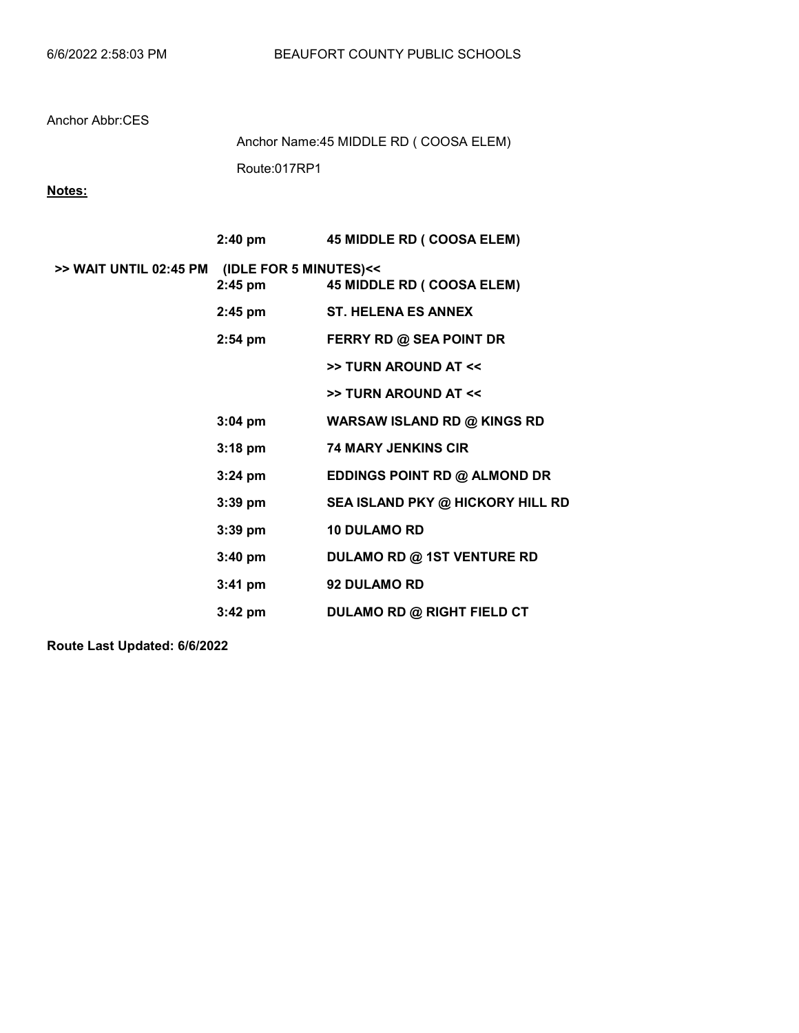Anchor Abbr:CES

Anchor Name:45 MIDDLE RD ( COOSA ELEM)

Route:017RP1

**Notes:**

| | | |
|---|---|---|
| | **2:40 pm** | **45 MIDDLE RD ( COOSA ELEM)** |
| **>> WAIT UNTIL 02:45 PM** | **(IDLE FOR 5 MINUTES)<<** | |
| | **2:45 pm** | **45 MIDDLE RD ( COOSA ELEM)** |
| | **2:45 pm** | **ST. HELENA ES ANNEX** |
| | **2:54 pm** | **FERRY RD @ SEA POINT DR** |
| | | **>> TURN AROUND AT <<** |
| | | **>> TURN AROUND AT <<** |
| | **3:04 pm** | **WARSAW ISLAND RD @ KINGS RD** |
| | **3:18 pm** | **74 MARY JENKINS CIR** |
| | **3:24 pm** | **EDDINGS POINT RD @ ALMOND DR** |
| | **3:39 pm** | **SEA ISLAND PKY @ HICKORY HILL RD** |
| | **3:39 pm** | **10 DULAMO RD** |
| | **3:40 pm** | **DULAMO RD @ 1ST VENTURE RD** |
| | **3:41 pm** | **92 DULAMO RD** |
| | **3:42 pm** | **DULAMO RD @ RIGHT FIELD CT** |

**Route Last Updated: 6/6/2022**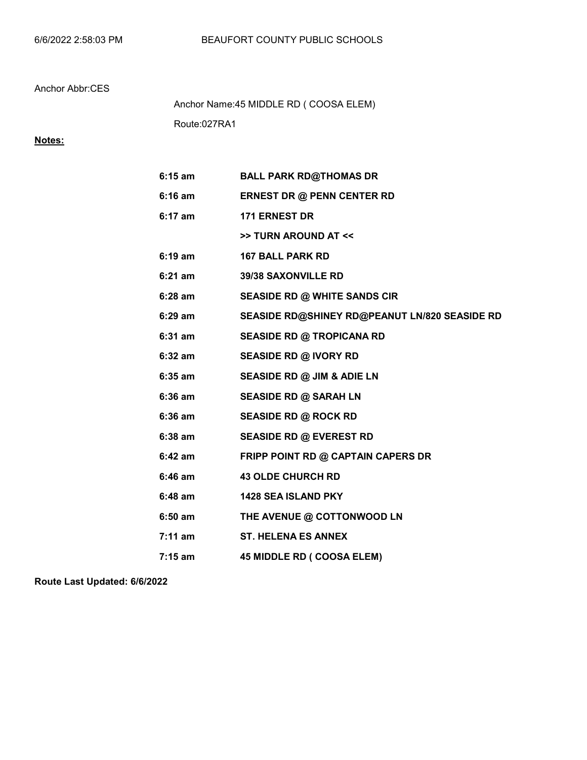Anchor Abbr:CES

Anchor Name:45 MIDDLE RD ( COOSA ELEM)

Route:027RA1

**Notes:**

| | |
|---|---|
| **6:15 am** | **BALL PARK RD@THOMAS DR** |
| **6:16 am** | **ERNEST DR @ PENN CENTER RD** |
| **6:17 am** | **171 ERNEST DR** |
| | **>> TURN AROUND AT <<** |
| **6:19 am** | **167 BALL PARK RD** |
| **6:21 am** | **39/38 SAXONVILLE RD** |
| **6:28 am** | **SEASIDE RD @ WHITE SANDS CIR** |
| **6:29 am** | **SEASIDE RD@SHINEY RD@PEANUT LN/820 SEASIDE RD** |
| **6:31 am** | **SEASIDE RD @ TROPICANA RD** |
| **6:32 am** | **SEASIDE RD @ IVORY RD** |
| **6:35 am** | **SEASIDE RD @ JIM & ADIE LN** |
| **6:36 am** | **SEASIDE RD @ SARAH LN** |
| **6:36 am** | **SEASIDE RD @ ROCK RD** |
| **6:38 am** | **SEASIDE RD @ EVEREST RD** |
| **6:42 am** | **FRIPP POINT RD @ CAPTAIN CAPERS DR** |
| **6:46 am** | **43 OLDE CHURCH RD** |
| **6:48 am** | **1428 SEA ISLAND PKY** |
| **6:50 am** | **THE AVENUE @ COTTONWOOD LN** |
| **7:11 am** | **ST. HELENA ES ANNEX** |
| **7:15 am** | **45 MIDDLE RD ( COOSA ELEM)** |

**Route Last Updated: 6/6/2022**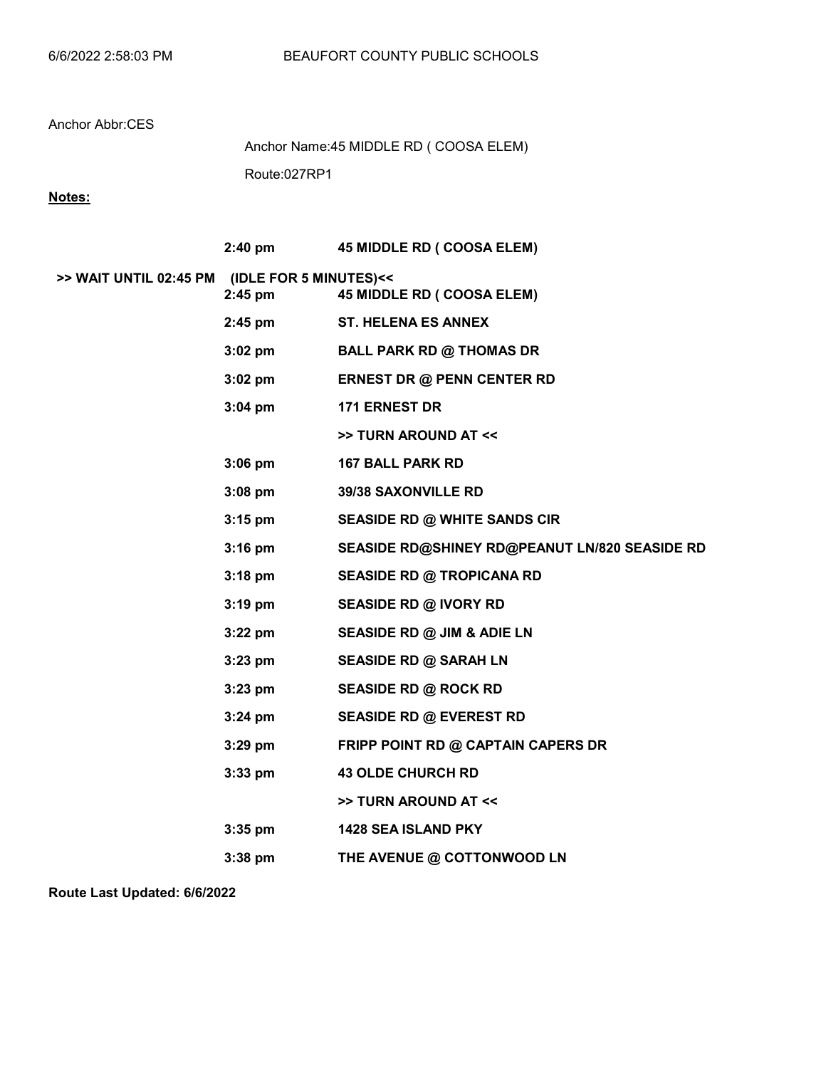Anchor Abbr:CES

Anchor Name:45 MIDDLE RD ( COOSA ELEM)

Route:027RP1

**Notes:**

| | | |
|---|---|---|
| | **2:40 pm** | **45 MIDDLE RD ( COOSA ELEM)** |
| **>> WAIT UNTIL 02:45 PM** | **(IDLE FOR 5 MINUTES)<<** | |
| | **2:45 pm** | **45 MIDDLE RD ( COOSA ELEM)** |
| | **2:45 pm** | **ST. HELENA ES ANNEX** |
| | **3:02 pm** | **BALL PARK RD @ THOMAS DR** |
| | **3:02 pm** | **ERNEST DR @ PENN CENTER RD** |
| | **3:04 pm** | **171 ERNEST DR** |
| | | **>> TURN AROUND AT <<** |
| | **3:06 pm** | **167 BALL PARK RD** |
| | **3:08 pm** | **39/38 SAXONVILLE RD** |
| | **3:15 pm** | **SEASIDE RD @ WHITE SANDS CIR** |
| | **3:16 pm** | **SEASIDE RD@SHINEY RD@PEANUT LN/820 SEASIDE RD** |
| | **3:18 pm** | **SEASIDE RD @ TROPICANA RD** |
| | **3:19 pm** | **SEASIDE RD @ IVORY RD** |
| | **3:22 pm** | **SEASIDE RD @ JIM & ADIE LN** |
| | **3:23 pm** | **SEASIDE RD @ SARAH LN** |
| | **3:23 pm** | **SEASIDE RD @ ROCK RD** |
| | **3:24 pm** | **SEASIDE RD @ EVEREST RD** |
| | **3:29 pm** | **FRIPP POINT RD @ CAPTAIN CAPERS DR** |
| | **3:33 pm** | **43 OLDE CHURCH RD** |
| | | **>> TURN AROUND AT <<** |
| | **3:35 pm** | **1428 SEA ISLAND PKY** |
| | **3:38 pm** | **THE AVENUE @ COTTONWOOD LN** |

**Route Last Updated: 6/6/2022**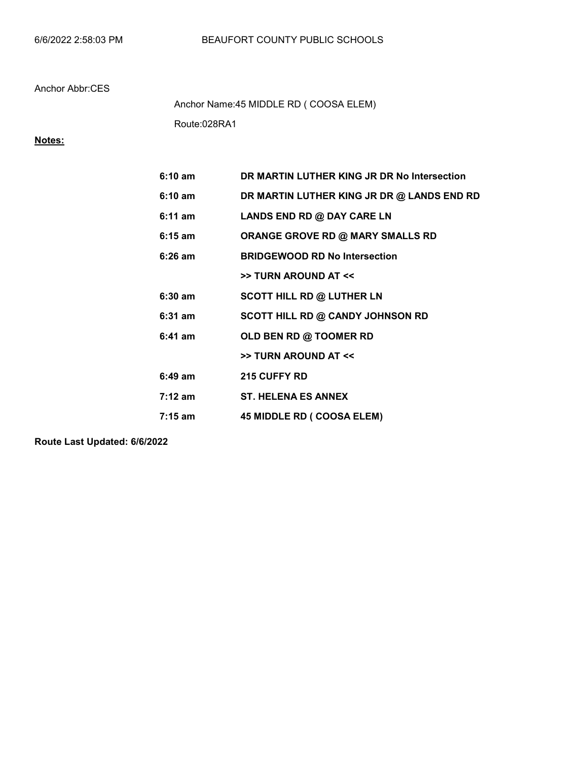6/6/2022 2:58:03 PM BEAUFORT COUNTY PUBLIC SCHOOLS

Anchor Abbr:CES

Anchor Name:45 MIDDLE RD ( COOSA ELEM)

Route:028RA1

**Notes:**

| | |
|---|---|
| **6:10 am** | **DR MARTIN LUTHER KING JR DR No Intersection** |
| **6:10 am** | **DR MARTIN LUTHER KING JR DR @ LANDS END RD** |
| **6:11 am** | **LANDS END RD @ DAY CARE LN** |
| **6:15 am** | **ORANGE GROVE RD @ MARY SMALLS RD** |
| **6:26 am** | **BRIDGEWOOD RD No Intersection** |
| | **>> TURN AROUND AT <<** |
| **6:30 am** | **SCOTT HILL RD @ LUTHER LN** |
| **6:31 am** | **SCOTT HILL RD @ CANDY JOHNSON RD** |
| **6:41 am** | **OLD BEN RD @ TOOMER RD** |
| | **>> TURN AROUND AT <<** |
| **6:49 am** | **215 CUFFY RD** |
| **7:12 am** | **ST. HELENA ES ANNEX** |
| **7:15 am** | **45 MIDDLE RD ( COOSA ELEM)** |

**Route Last Updated: 6/6/2022**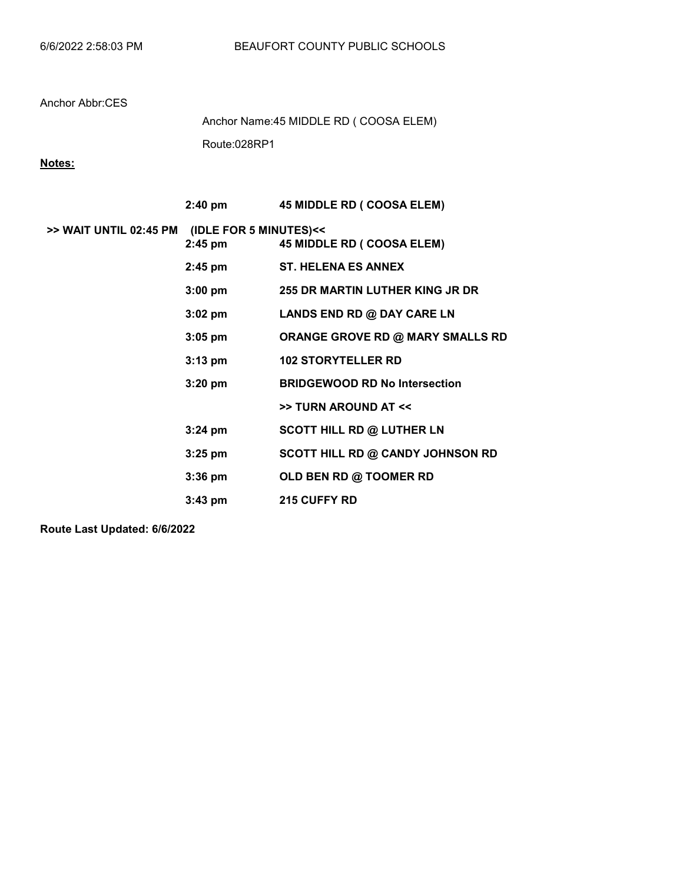Anchor Abbr:CES

Anchor Name:45 MIDDLE RD ( COOSA ELEM)

Route:028RP1

**Notes:**

| | | |
|---|---|---|
| | **2:40 pm** | **45 MIDDLE RD ( COOSA ELEM)** |
| **>> WAIT UNTIL 02:45 PM** | **(IDLE FOR 5 MINUTES)<<** | |
| | **2:45 pm** | **45 MIDDLE RD ( COOSA ELEM)** |
| | **2:45 pm** | **ST. HELENA ES ANNEX** |
| | **3:00 pm** | **255 DR MARTIN LUTHER KING JR DR** |
| | **3:02 pm** | **LANDS END RD @ DAY CARE LN** |
| | **3:05 pm** | **ORANGE GROVE RD @ MARY SMALLS RD** |
| | **3:13 pm** | **102 STORYTELLER RD** |
| | **3:20 pm** | **BRIDGEWOOD RD No Intersection** |
| | | **>> TURN AROUND AT <<** |
| | **3:24 pm** | **SCOTT HILL RD @ LUTHER LN** |
| | **3:25 pm** | **SCOTT HILL RD @ CANDY JOHNSON RD** |
| | **3:36 pm** | **OLD BEN RD @ TOOMER RD** |
| | **3:43 pm** | **215 CUFFY RD** |

**Route Last Updated: 6/6/2022**